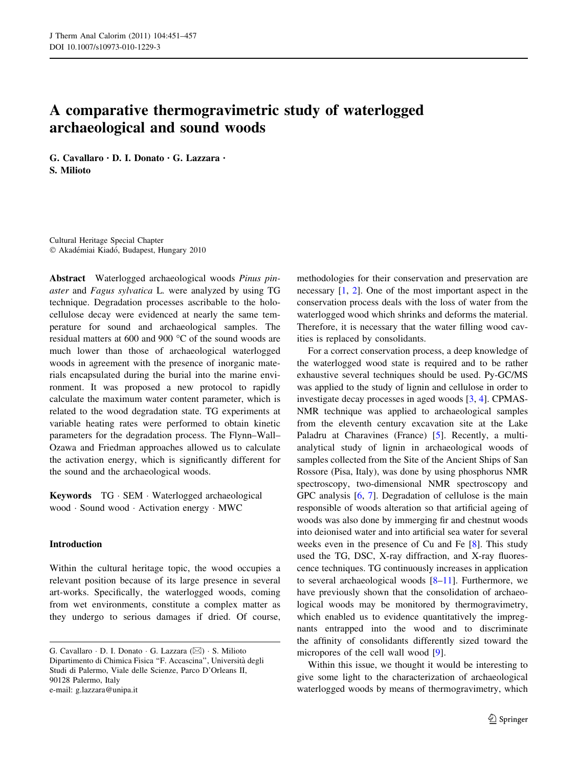# A comparative thermogravimetric study of waterlogged archaeological and sound woods

**G. Cavallaro · D. I. Donato · G. Lazzara · S. Milioto**

Cultural Heritage Special Chapter
© Akadémiai Kiadó, Budapest, Hungary 2010

**Abstract** Waterlogged archaeological woods *Pinus pinaster* and *Fagus sylvatica* L. were analyzed by using TG technique. Degradation processes ascribable to the holocellulose decay were evidenced at nearly the same temperature for sound and archaeological samples. The residual matters at 600 and 900 °C of the sound woods are much lower than those of archaeological waterlogged woods in agreement with the presence of inorganic materials encapsulated during the burial into the marine environment. It was proposed a new protocol to rapidly calculate the maximum water content parameter, which is related to the wood degradation state. TG experiments at variable heating rates were performed to obtain kinetic parameters for the degradation process. The Flynn–Wall–Ozawa and Friedman approaches allowed us to calculate the activation energy, which is significantly different for the sound and the archaeological woods.

**Keywords** TG · SEM · Waterlogged archaeological wood · Sound wood · Activation energy · MWC

## Introduction

Within the cultural heritage topic, the wood occupies a relevant position because of its large presence in several art-works. Specifically, the waterlogged woods, coming from wet environments, constitute a complex matter as they undergo to serious damages if dried. Of course, methodologies for their conservation and preservation are necessary [1, 2]. One of the most important aspect in the conservation process deals with the loss of water from the waterlogged wood which shrinks and deforms the material. Therefore, it is necessary that the water filling wood cavities is replaced by consolidants.

For a correct conservation process, a deep knowledge of the waterlogged wood state is required and to be rather exhaustive several techniques should be used. Py-GC/MS was applied to the study of lignin and cellulose in order to investigate decay processes in aged woods [3, 4]. CPMAS-NMR technique was applied to archaeological samples from the eleventh century excavation site at the Lake Paladru at Charavines (France) [5]. Recently, a multi-analytical study of lignin in archaeological woods of samples collected from the Site of the Ancient Ships of San Rossore (Pisa, Italy), was done by using phosphorus NMR spectroscopy, two-dimensional NMR spectroscopy and GPC analysis [6, 7]. Degradation of cellulose is the main responsible of woods alteration so that artificial ageing of woods was also done by immerging fir and chestnut woods into deionised water and into artificial sea water for several weeks even in the presence of Cu and Fe [8]. This study used the TG, DSC, X-ray diffraction, and X-ray fluorescence techniques. TG continuously increases in application to several archaeological woods [8–11]. Furthermore, we have previously shown that the consolidation of archaeological woods may be monitored by thermogravimetry, which enabled us to evidence quantitatively the impregnants entrapped into the wood and to discriminate the affinity of consolidants differently sized toward the micropores of the cell wall wood [9].

Within this issue, we thought it would be interesting to give some light to the characterization of archaeological waterlogged woods by means of thermogravimetry, which

---

G. Cavallaro · D. I. Donato · G. Lazzara (✉) · S. Milioto
Dipartimento di Chimica Fisica "F. Accascina", Università degli Studi di Palermo, Viale delle Scienze, Parco D'Orleans II, 90128 Palermo, Italy
e-mail: g.lazzara@unipa.it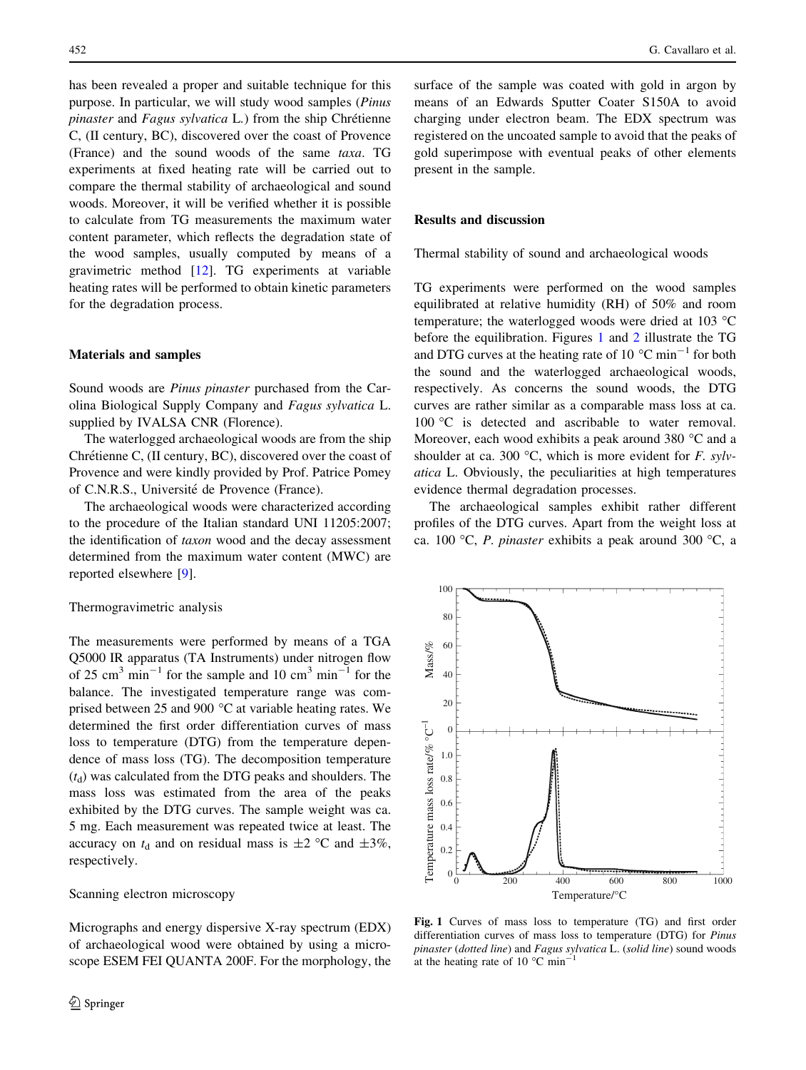has been revealed a proper and suitable technique for this purpose. In particular, we will study wood samples (*Pinus pinaster* and *Fagus sylvatica* L.) from the ship Chrétienne C, (II century, BC), discovered over the coast of Provence (France) and the sound woods of the same *taxa*. TG experiments at fixed heating rate will be carried out to compare the thermal stability of archaeological and sound woods. Moreover, it will be verified whether it is possible to calculate from TG measurements the maximum water content parameter, which reflects the degradation state of the wood samples, usually computed by means of a gravimetric method [12]. TG experiments at variable heating rates will be performed to obtain kinetic parameters for the degradation process.

## Materials and samples

Sound woods are *Pinus pinaster* purchased from the Carolina Biological Supply Company and *Fagus sylvatica* L. supplied by IVALSA CNR (Florence).

The waterlogged archaeological woods are from the ship Chrétienne C, (II century, BC), discovered over the coast of Provence and were kindly provided by Prof. Patrice Pomey of C.N.R.S., Université de Provence (France).

The archaeological woods were characterized according to the procedure of the Italian standard UNI 11205:2007; the identification of *taxon* wood and the decay assessment determined from the maximum water content (MWC) are reported elsewhere [9].

### Thermogravimetric analysis

The measurements were performed by means of a TGA Q5000 IR apparatus (TA Instruments) under nitrogen flow of 25 $cm^3$ $min^{-1}$ for the sample and 10 $cm^3$ $min^{-1}$ for the balance. The investigated temperature range was comprised between 25 and 900 °C at variable heating rates. We determined the first order differentiation curves of mass loss to temperature (DTG) from the temperature dependence of mass loss (TG). The decomposition temperature ($t_d$) was calculated from the DTG peaks and shoulders. The mass loss was estimated from the area of the peaks exhibited by the DTG curves. The sample weight was ca. 5 mg. Each measurement was repeated twice at least. The accuracy on $t_d$ and on residual mass is $\pm 2$ °C and $\pm 3\%$, respectively.

### Scanning electron microscopy

Micrographs and energy dispersive X-ray spectrum (EDX) of archaeological wood were obtained by using a microscope ESEM FEI QUANTA 200F. For the morphology, the surface of the sample was coated with gold in argon by means of an Edwards Sputter Coater S150A to avoid charging under electron beam. The EDX spectrum was registered on the uncoated sample to avoid that the peaks of gold superimpose with eventual peaks of other elements present in the sample.

## Results and discussion

### Thermal stability of sound and archaeological woods

TG experiments were performed on the wood samples equilibrated at relative humidity (RH) of 50% and room temperature; the waterlogged woods were dried at 103 °C before the equilibration. Figures 1 and 2 illustrate the TG and DTG curves at the heating rate of 10 °C $min^{-1}$ for both the sound and the waterlogged archaeological woods, respectively. As concerns the sound woods, the DTG curves are rather similar as a comparable mass loss at ca. 100 °C is detected and ascribable to water removal. Moreover, each wood exhibits a peak around 380 °C and a shoulder at ca. 300 °C, which is more evident for *F. sylvatica* L. Obviously, the peculiarities at high temperatures evidence thermal degradation processes.

The archaeological samples exhibit rather different profiles of the DTG curves. Apart from the weight loss at ca. 100 °C, *P. pinaster* exhibits a peak around 300 °C, a

**Fig. 1** Curves of mass loss to temperature (TG) and first order differentiation curves of mass loss to temperature (DTG) for *Pinus pinaster* (*dotted line*) and *Fagus sylvatica* L. (*solid line*) sound woods at the heating rate of 10 °C $min^{-1}$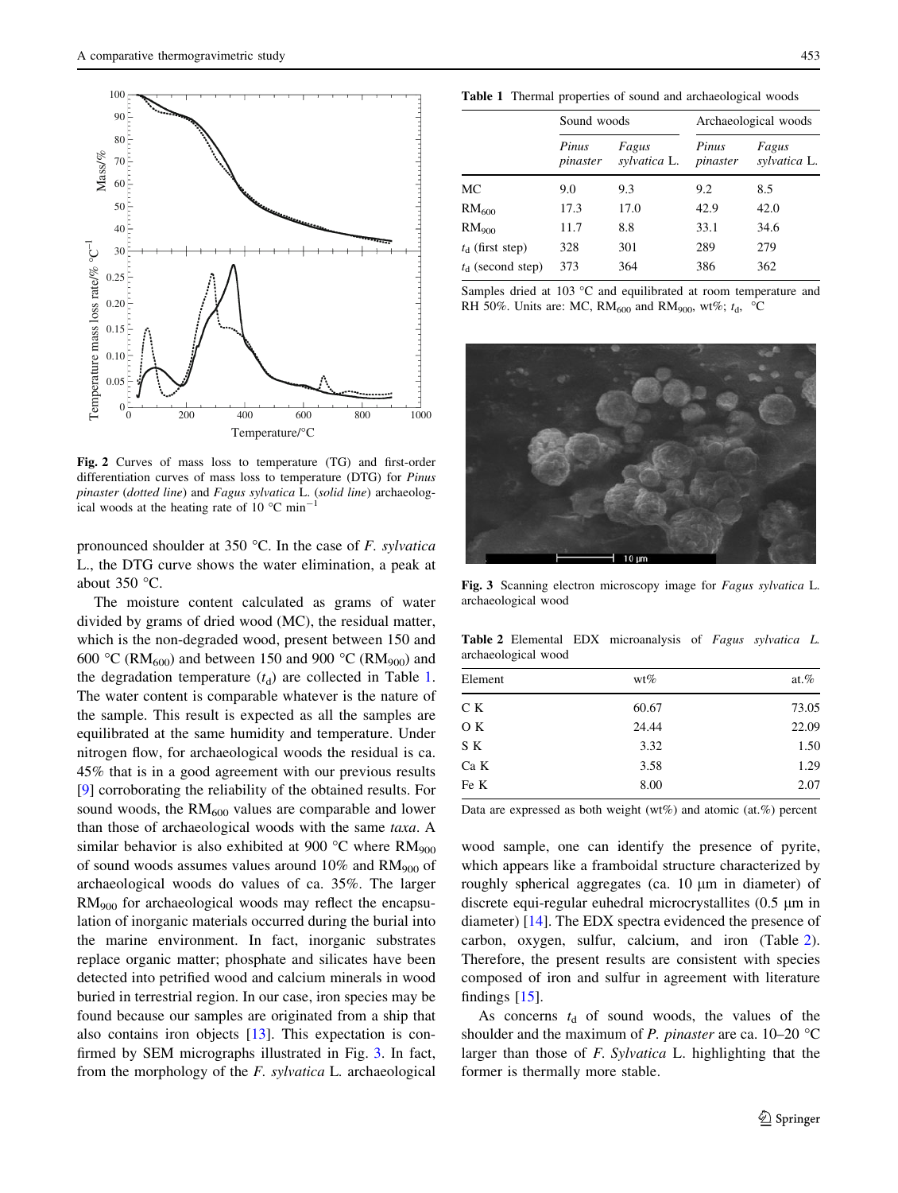Fig. 2 Curves of mass loss to temperature (TG) and first-order differentiation curves of mass loss to temperature (DTG) for *Pinus pinaster* (*dotted line*) and *Fagus sylvatica* L. (*solid line*) archaeological woods at the heating rate of 10 °C min$^{-1}$

pronounced shoulder at 350 °C. In the case of *F. sylvatica* L., the DTG curve shows the water elimination, a peak at about 350 °C.

The moisture content calculated as grams of water divided by grams of dried wood (MC), the residual matter, which is the non-degraded wood, present between 150 and 600 °C ($RM_{600}$) and between 150 and 900 °C ($RM_{900}$) and the degradation temperature ($t_d$) are collected in Table 1. The water content is comparable whatever is the nature of the sample. This result is expected as all the samples are equilibrated at the same humidity and temperature. Under nitrogen flow, for archaeological woods the residual is ca. 45% that is in a good agreement with our previous results [9] corroborating the reliability of the obtained results. For sound woods, the $RM_{600}$ values are comparable and lower than those of archaeological woods with the same *taxa*. A similar behavior is also exhibited at 900 °C where $RM_{900}$ of sound woods assumes values around 10% and $RM_{900}$ of archaeological woods do values of ca. 35%. The larger $RM_{900}$ for archaeological woods may reflect the encapsulation of inorganic materials occurred during the burial into the marine environment. In fact, inorganic substrates replace organic matter; phosphate and silicates have been detected into petrified wood and calcium minerals in wood buried in terrestrial region. In our case, iron species may be found because our samples are originated from a ship that also contains iron objects [13]. This expectation is confirmed by SEM micrographs illustrated in Fig. 3. In fact, from the morphology of the *F. sylvatica* L. archaeological wood sample, one can identify the presence of pyrite, which appears like a framboidal structure characterized by roughly spherical aggregates (ca. 10 μm in diameter) of discrete equi-regular euhedral microcrystallites (0.5 μm in diameter) [14]. The EDX spectra evidenced the presence of carbon, oxygen, sulfur, calcium, and iron (Table 2). Therefore, the present results are consistent with species composed of iron and sulfur in agreement with literature findings [15].

As concerns $t_d$ of sound woods, the values of the shoulder and the maximum of *P. pinaster* are ca. 10–20 °C larger than those of *F. Sylvatica* L. highlighting that the former is thermally more stable.

**Table 1** Thermal properties of sound and archaeological woods

| | Sound woods | | Archaeological woods | |
|---|---|---|---|---|
| | *Pinus pinaster* | *Fagus sylvatica* L. | *Pinus pinaster* | *Fagus sylvatica* L. |
| MC | 9.0 | 9.3 | 9.2 | 8.5 |
| $RM_{600}$ | 17.3 | 17.0 | 42.9 | 42.0 |
| $RM_{900}$ | 11.7 | 8.8 | 33.1 | 34.6 |
| $t_d$ (first step) | 328 | 301 | 289 | 279 |
| $t_d$ (second step) | 373 | 364 | 386 | 362 |

Samples dried at 103 °C and equilibrated at room temperature and RH 50%. Units are: MC, $RM_{600}$ and $RM_{900}$, wt%; $t_d$, °C

Fig. 3 Scanning electron microscopy image for *Fagus sylvatica* L. archaeological wood

**Table 2** Elemental EDX microanalysis of *Fagus sylvatica L.* archaeological wood

| Element | wt% | at.% |
|---|---|---|
| C K | 60.67 | 73.05 |
| O K | 24.44 | 22.09 |
| S K | 3.32 | 1.50 |
| Ca K | 3.58 | 1.29 |
| Fe K | 8.00 | 2.07 |

Data are expressed as both weight (wt%) and atomic (at.%) percent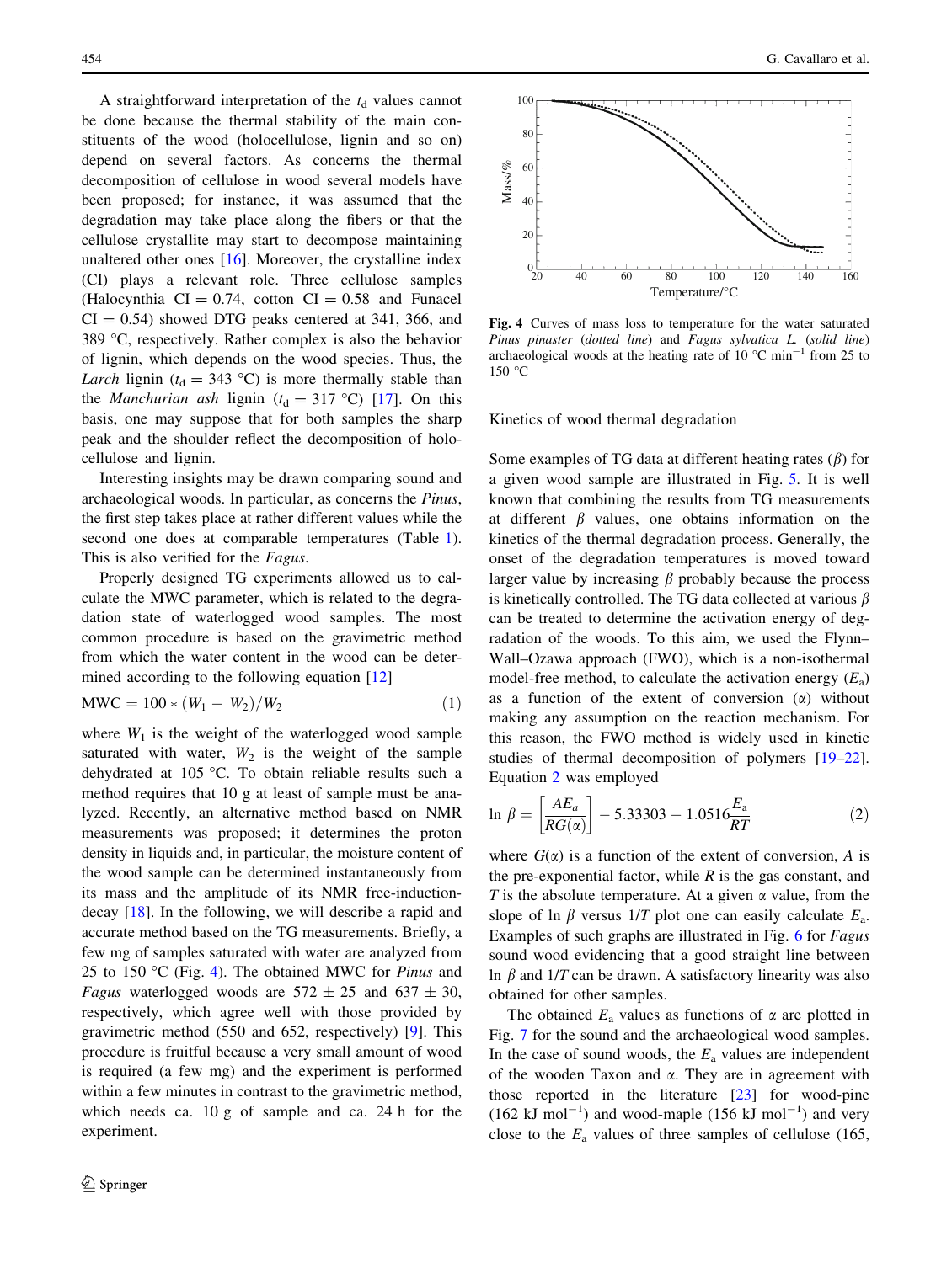A straightforward interpretation of the $t_d$ values cannot be done because the thermal stability of the main constituents of the wood (holocellulose, lignin and so on) depend on several factors. As concerns the thermal decomposition of cellulose in wood several models have been proposed; for instance, it was assumed that the degradation may take place along the fibers or that the cellulose crystallite may start to decompose maintaining unaltered other ones [16]. Moreover, the crystalline index (CI) plays a relevant role. Three cellulose samples (Halocynthia CI = 0.74, cotton CI = 0.58 and Funacel CI = 0.54) showed DTG peaks centered at 341, 366, and 389 °C, respectively. Rather complex is also the behavior of lignin, which depends on the wood species. Thus, the *Larch* lignin ($t_d$ = 343 °C) is more thermally stable than the *Manchurian ash* lignin ($t_d$ = 317 °C) [17]. On this basis, one may suppose that for both samples the sharp peak and the shoulder reflect the decomposition of holocellulose and lignin.

Interesting insights may be drawn comparing sound and archaeological woods. In particular, as concerns the *Pinus*, the first step takes place at rather different values while the second one does at comparable temperatures (Table 1). This is also verified for the *Fagus*.

Properly designed TG experiments allowed us to calculate the MWC parameter, which is related to the degradation state of waterlogged wood samples. The most common procedure is based on the gravimetric method from which the water content in the wood can be determined according to the following equation [12]

$$\mathrm{MWC} = 100 * (W_1 - W_2)/W_2 \tag{1}$$

where $W_1$ is the weight of the waterlogged wood sample saturated with water, $W_2$ is the weight of the sample dehydrated at 105 °C. To obtain reliable results such a method requires that 10 g at least of sample must be analyzed. Recently, an alternative method based on NMR measurements was proposed; it determines the proton density in liquids and, in particular, the moisture content of the wood sample can be determined instantaneously from its mass and the amplitude of its NMR free-induction-decay [18]. In the following, we will describe a rapid and accurate method based on the TG measurements. Briefly, a few mg of samples saturated with water are analyzed from 25 to 150 °C (Fig. 4). The obtained MWC for *Pinus* and *Fagus* waterlogged woods are 572 ± 25 and 637 ± 30, respectively, which agree well with those provided by gravimetric method (550 and 652, respectively) [9]. This procedure is fruitful because a very small amount of wood is required (a few mg) and the experiment is performed within a few minutes in contrast to the gravimetric method, which needs ca. 10 g of sample and ca. 24 h for the experiment.

**Fig. 4** Curves of mass loss to temperature for the water saturated *Pinus pinaster* (*dotted line*) and *Fagus sylvatica L.* (*solid line*) archaeological woods at the heating rate of 10 °C min$^{-1}$ from 25 to 150 °C

## Kinetics of wood thermal degradation

Some examples of TG data at different heating rates ($\beta$) for a given wood sample are illustrated in Fig. 5. It is well known that combining the results from TG measurements at different $\beta$ values, one obtains information on the kinetics of the thermal degradation process. Generally, the onset of the degradation temperatures is moved toward larger value by increasing $\beta$ probably because the process is kinetically controlled. The TG data collected at various $\beta$ can be treated to determine the activation energy of degradation of the woods. To this aim, we used the Flynn–Wall–Ozawa approach (FWO), which is a non-isothermal model-free method, to calculate the activation energy ($E_a$) as a function of the extent of conversion ($\alpha$) without making any assumption on the reaction mechanism. For this reason, the FWO method is widely used in kinetic studies of thermal decomposition of polymers [19–22]. Equation 2 was employed

$$\ln \beta = \left[\frac{AE_a}{RG(\alpha)}\right] - 5.33303 - 1.0516\frac{E_a}{RT} \tag{2}$$

where $G(\alpha)$ is a function of the extent of conversion, $A$ is the pre-exponential factor, while $R$ is the gas constant, and $T$ is the absolute temperature. At a given $\alpha$ value, from the slope of $\ln \beta$ versus $1/T$ plot one can easily calculate $E_a$. Examples of such graphs are illustrated in Fig. 6 for *Fagus* sound wood evidencing that a good straight line between $\ln \beta$ and $1/T$ can be drawn. A satisfactory linearity was also obtained for other samples.

The obtained $E_a$ values as functions of $\alpha$ are plotted in Fig. 7 for the sound and the archaeological wood samples. In the case of sound woods, the $E_a$ values are independent of the wooden Taxon and $\alpha$. They are in agreement with those reported in the literature [23] for wood-pine (162 kJ mol$^{-1}$) and wood-maple (156 kJ mol$^{-1}$) and very close to the $E_a$ values of three samples of cellulose (165,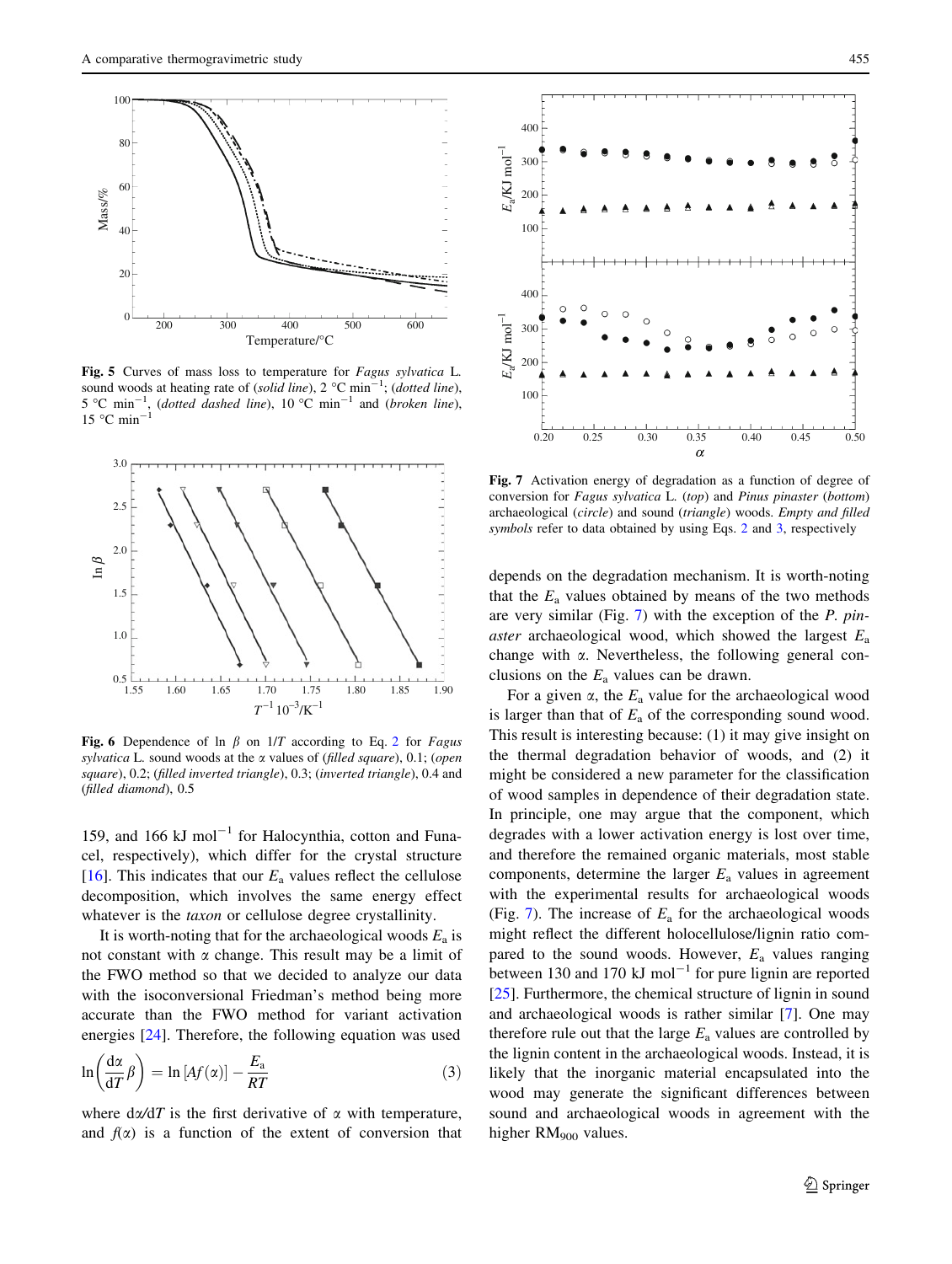Fig. 5 Curves of mass loss to temperature for *Fagus sylvatica* L. sound woods at heating rate of (*solid line*), 2 °C min$^{-1}$; (*dotted line*), 5 °C min$^{-1}$, (*dotted dashed line*), 10 °C min$^{-1}$ and (*broken line*), 15 °C min$^{-1}$

Fig. 6 Dependence of ln $\beta$ on 1/*T* according to Eq. 2 for *Fagus sylvatica* L. sound woods at the $\alpha$ values of (*filled square*), 0.1; (*open square*), 0.2; (*filled inverted triangle*), 0.3; (*inverted triangle*), 0.4 and (*filled diamond*), 0.5

159, and 166 kJ mol$^{-1}$ for Halocynthia, cotton and Funacel, respectively), which differ for the crystal structure [16]. This indicates that our $E_a$ values reflect the cellulose decomposition, which involves the same energy effect whatever is the *taxon* or cellulose degree crystallinity.

It is worth-noting that for the archaeological woods $E_a$ is not constant with $\alpha$ change. This result may be a limit of the FWO method so that we decided to analyze our data with the isoconversional Friedman's method being more accurate than the FWO method for variant activation energies [24]. Therefore, the following equation was used

$$\ln\left(\frac{d\alpha}{dT}\beta\right) = \ln[Af(\alpha)] - \frac{E_a}{RT} \quad (3)$$

where $d\alpha/dT$ is the first derivative of $\alpha$ with temperature, and $f(\alpha)$ is a function of the extent of conversion that depends on the degradation mechanism. It is worth-noting that the $E_a$ values obtained by means of the two methods are very similar (Fig. 7) with the exception of the *P. pinaster* archaeological wood, which showed the largest $E_a$ change with $\alpha$. Nevertheless, the following general conclusions on the $E_a$ values can be drawn.

Fig. 7 Activation energy of degradation as a function of degree of conversion for *Fagus sylvatica* L. (*top*) and *Pinus pinaster* (*bottom*) archaeological (*circle*) and sound (*triangle*) woods. *Empty and filled symbols* refer to data obtained by using Eqs. 2 and 3, respectively

For a given $\alpha$, the $E_a$ value for the archaeological wood is larger than that of $E_a$ of the corresponding sound wood. This result is interesting because: (1) it may give insight on the thermal degradation behavior of woods, and (2) it might be considered a new parameter for the classification of wood samples in dependence of their degradation state. In principle, one may argue that the component, which degrades with a lower activation energy is lost over time, and therefore the remained organic materials, most stable components, determine the larger $E_a$ values in agreement with the experimental results for archaeological woods (Fig. 7). The increase of $E_a$ for the archaeological woods might reflect the different holocellulose/lignin ratio compared to the sound woods. However, $E_a$ values ranging between 130 and 170 kJ mol$^{-1}$ for pure lignin are reported [25]. Furthermore, the chemical structure of lignin in sound and archaeological woods is rather similar [7]. One may therefore rule out that the large $E_a$ values are controlled by the lignin content in the archaeological woods. Instead, it is likely that the inorganic material encapsulated into the wood may generate the significant differences between sound and archaeological woods in agreement with the higher $RM_{900}$ values.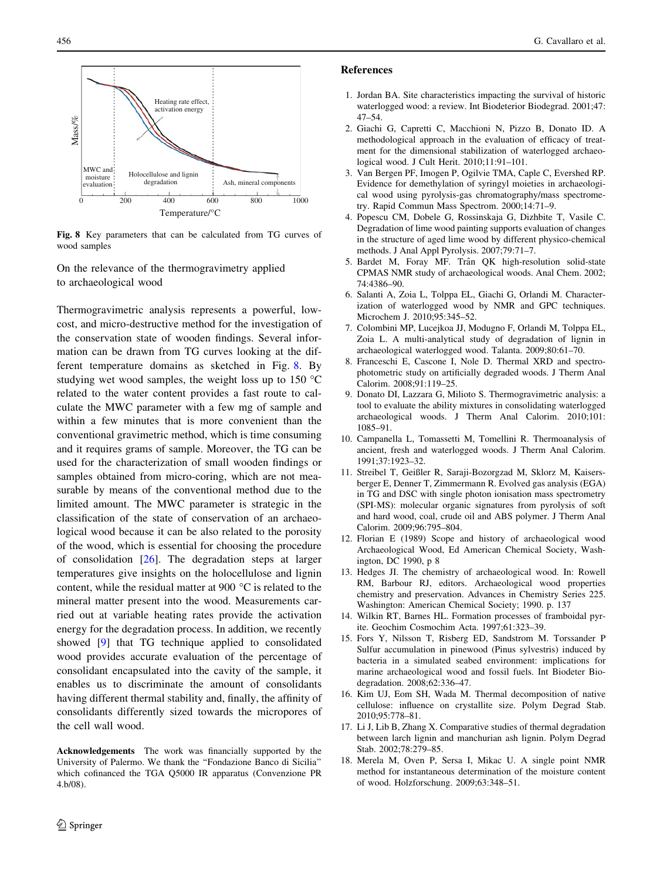Fig. 8 Key parameters that can be calculated from TG curves of wood samples

### On the relevance of the thermogravimetry applied to archaeological wood

Thermogravimetric analysis represents a powerful, low-cost, and micro-destructive method for the investigation of the conservation state of wooden findings. Several information can be drawn from TG curves looking at the different temperature domains as sketched in Fig. 8. By studying wet wood samples, the weight loss up to 150 °C related to the water content provides a fast route to calculate the MWC parameter with a few mg of sample and within a few minutes that is more convenient than the conventional gravimetric method, which is time consuming and it requires grams of sample. Moreover, the TG can be used for the characterization of small wooden findings or samples obtained from micro-coring, which are not measurable by means of the conventional method due to the limited amount. The MWC parameter is strategic in the classification of the state of conservation of an archaeological wood because it can be also related to the porosity of the wood, which is essential for choosing the procedure of consolidation [26]. The degradation steps at larger temperatures give insights on the holocellulose and lignin content, while the residual matter at 900 °C is related to the mineral matter present into the wood. Measurements carried out at variable heating rates provide the activation energy for the degradation process. In addition, we recently showed [9] that TG technique applied to consolidated wood provides accurate evaluation of the percentage of consolidant encapsulated into the cavity of the sample, it enables us to discriminate the amount of consolidants having different thermal stability and, finally, the affinity of consolidants differently sized towards the micropores of the cell wall wood.

**Acknowledgements** The work was financially supported by the University of Palermo. We thank the "Fondazione Banco di Sicilia" which cofinanced the TGA Q5000 IR apparatus (Convenzione PR 4.b/08).

## References

1. Jordan BA. Site characteristics impacting the survival of historic waterlogged wood: a review. Int Biodeterior Biodegrad. 2001;47:47–54.
2. Giachi G, Capretti C, Macchioni N, Pizzo B, Donato ID. A methodological approach in the evaluation of efficacy of treatment for the dimensional stabilization of waterlogged archaeological wood. J Cult Herit. 2010;11:91–101.
3. Van Bergen PF, Imogen P, Ogilvie TMA, Caple C, Evershed RP. Evidence for demethylation of syringyl moieties in archaeological wood using pyrolysis-gas chromatography/mass spectrometry. Rapid Commun Mass Spectrom. 2000;14:71–9.
4. Popescu CM, Dobele G, Rossinskaja G, Dizhbite T, Vasile C. Degradation of lime wood painting supports evaluation of changes in the structure of aged lime wood by different physico-chemical methods. J Anal Appl Pyrolysis. 2007;79:71–7.
5. Bardet M, Foray MF. Trân QK high-resolution solid-state CPMAS NMR study of archaeological woods. Anal Chem. 2002; 74:4386–90.
6. Salanti A, Zoia L, Tolppa EL, Giachi G, Orlandi M. Characterization of waterlogged wood by NMR and GPC techniques. Microchem J. 2010;95:345–52.
7. Colombini MP, Lucejkoa JJ, Modugno F, Orlandi M, Tolppa EL, Zoia L. A multi-analytical study of degradation of lignin in archaeological waterlogged wood. Talanta. 2009;80:61–70.
8. Franceschi E, Cascone I, Nole D. Thermal XRD and spectrophotometric study on artificially degraded woods. J Therm Anal Calorim. 2008;91:119–25.
9. Donato DI, Lazzara G, Milioto S. Thermogravimetric analysis: a tool to evaluate the ability mixtures in consolidating waterlogged archaeological woods. J Therm Anal Calorim. 2010;101:1085–91.
10. Campanella L, Tomassetti M, Tomellini R. Thermoanalysis of ancient, fresh and waterlogged woods. J Therm Anal Calorim. 1991;37:1923–32.
11. Streibel T, Geißler R, Saraji-Bozorgzad M, Sklorz M, Kaisersberger E, Denner T, Zimmermann R. Evolved gas analysis (EGA) in TG and DSC with single photon ionisation mass spectrometry (SPI-MS): molecular organic signatures from pyrolysis of soft and hard wood, coal, crude oil and ABS polymer. J Therm Anal Calorim. 2009;96:795–804.
12. Florian E (1989) Scope and history of archaeological wood Archaeological Wood, Ed American Chemical Society, Washington, DC 1990, p 8
13. Hedges JI. The chemistry of archaeological wood. In: Rowell RM, Barbour RJ, editors. Archaeological wood properties chemistry and preservation. Advances in Chemistry Series 225. Washington: American Chemical Society; 1990. p. 137
14. Wilkin RT, Barnes HL. Formation processes of framboidal pyrite. Geochim Cosmochim Acta. 1997;61:323–39.
15. Fors Y, Nilsson T, Risberg ED, Sandstrom M. Torssander P Sulfur accumulation in pinewood (Pinus sylvestris) induced by bacteria in a simulated seabed environment: implications for marine archaeological wood and fossil fuels. Int Biodeter Biodegradation. 2008;62:336–47.
16. Kim UJ, Eom SH, Wada M. Thermal decomposition of native cellulose: influence on crystallite size. Polym Degrad Stab. 2010;95:778–81.
17. Li J, Lib B, Zhang X. Comparative studies of thermal degradation between larch lignin and manchurian ash lignin. Polym Degrad Stab. 2002;78:279–85.
18. Merela M, Oven P, Sersa I, Mikac U. A single point NMR method for instantaneous determination of the moisture content of wood. Holzforschung. 2009;63:348–51.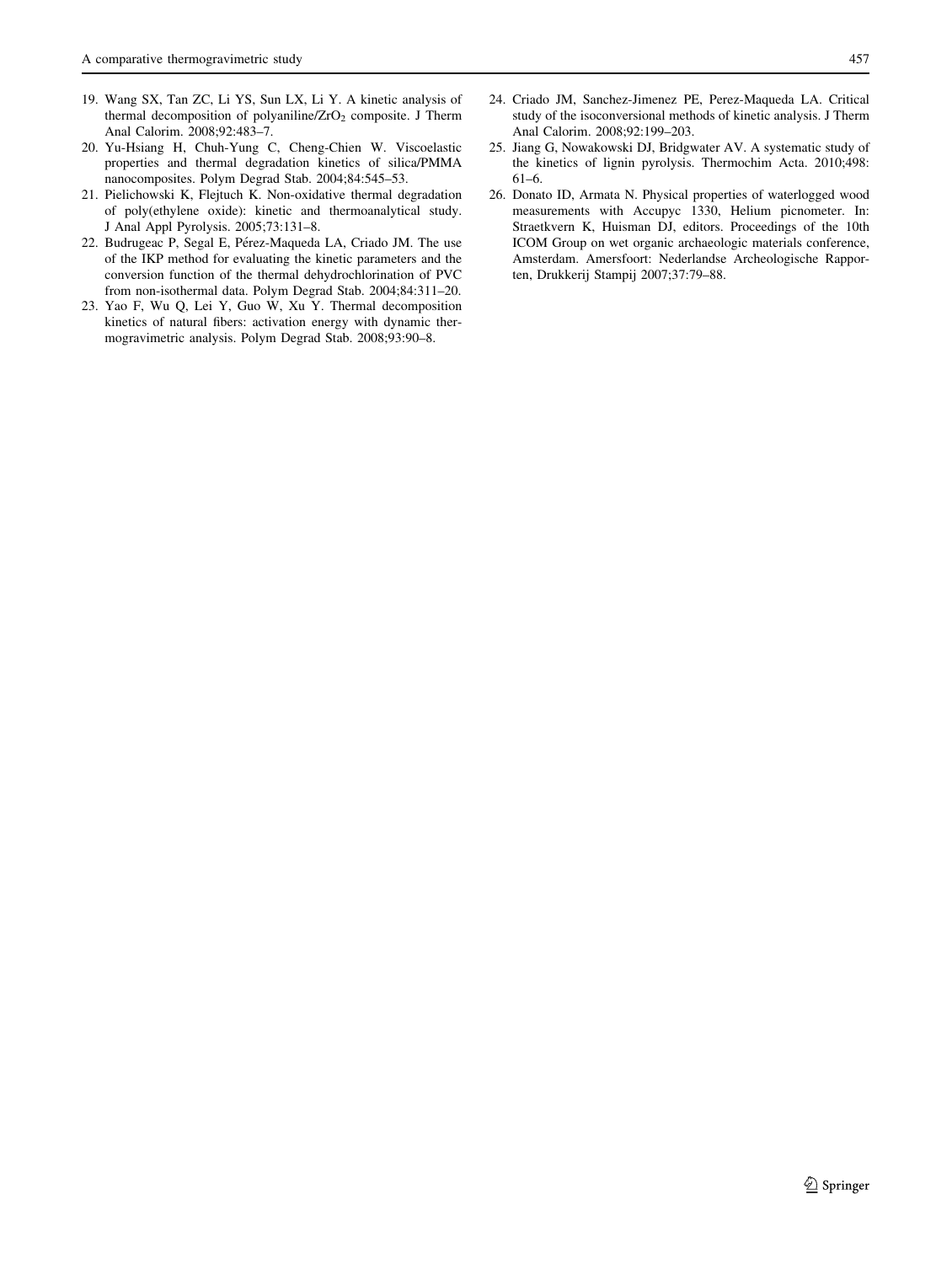19. Wang SX, Tan ZC, Li YS, Sun LX, Li Y. A kinetic analysis of thermal decomposition of polyaniline/$ZrO_2$ composite. J Therm Anal Calorim. 2008;92:483–7.
20. Yu-Hsiang H, Chuh-Yung C, Cheng-Chien W. Viscoelastic properties and thermal degradation kinetics of silica/PMMA nanocomposites. Polym Degrad Stab. 2004;84:545–53.
21. Pielichowski K, Flejtuch K. Non-oxidative thermal degradation of poly(ethylene oxide): kinetic and thermoanalytical study. J Anal Appl Pyrolysis. 2005;73:131–8.
22. Budrugeac P, Segal E, Pérez-Maqueda LA, Criado JM. The use of the IKP method for evaluating the kinetic parameters and the conversion function of the thermal dehydrochlorination of PVC from non-isothermal data. Polym Degrad Stab. 2004;84:311–20.
23. Yao F, Wu Q, Lei Y, Guo W, Xu Y. Thermal decomposition kinetics of natural fibers: activation energy with dynamic thermogravimetric analysis. Polym Degrad Stab. 2008;93:90–8.
24. Criado JM, Sanchez-Jimenez PE, Perez-Maqueda LA. Critical study of the isoconversional methods of kinetic analysis. J Therm Anal Calorim. 2008;92:199–203.
25. Jiang G, Nowakowski DJ, Bridgwater AV. A systematic study of the kinetics of lignin pyrolysis. Thermochim Acta. 2010;498: 61–6.
26. Donato ID, Armata N. Physical properties of waterlogged wood measurements with Accupyc 1330, Helium picnometer. In: Straetkvern K, Huisman DJ, editors. Proceedings of the 10th ICOM Group on wet organic archaeologic materials conference, Amsterdam. Amersfoort: Nederlandse Archeologische Rapporten, Drukkerij Stampij 2007;37:79–88.